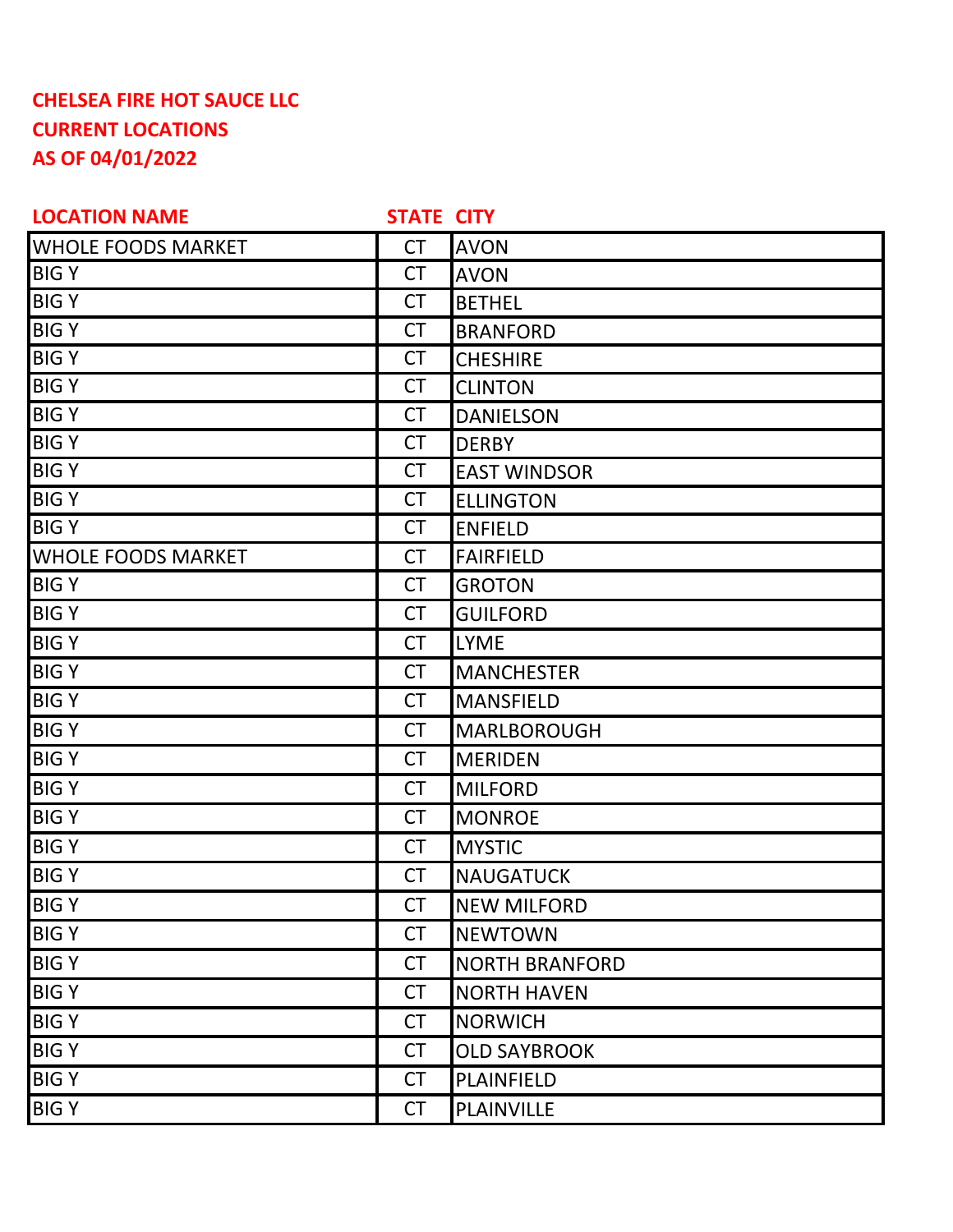**CHELSEA FIRE HOT SAUCE LLC**
**CURRENT LOCATIONS**
**AS OF 04/01/2022**

| LOCATION NAME | STATE | CITY |
|---|---|---|
| WHOLE FOODS MARKET | CT | AVON |
| BIG Y | CT | AVON |
| BIG Y | CT | BETHEL |
| BIG Y | CT | BRANFORD |
| BIG Y | CT | CHESHIRE |
| BIG Y | CT | CLINTON |
| BIG Y | CT | DANIELSON |
| BIG Y | CT | DERBY |
| BIG Y | CT | EAST WINDSOR |
| BIG Y | CT | ELLINGTON |
| BIG Y | CT | ENFIELD |
| WHOLE FOODS MARKET | CT | FAIRFIELD |
| BIG Y | CT | GROTON |
| BIG Y | CT | GUILFORD |
| BIG Y | CT | LYME |
| BIG Y | CT | MANCHESTER |
| BIG Y | CT | MANSFIELD |
| BIG Y | CT | MARLBOROUGH |
| BIG Y | CT | MERIDEN |
| BIG Y | CT | MILFORD |
| BIG Y | CT | MONROE |
| BIG Y | CT | MYSTIC |
| BIG Y | CT | NAUGATUCK |
| BIG Y | CT | NEW MILFORD |
| BIG Y | CT | NEWTOWN |
| BIG Y | CT | NORTH BRANFORD |
| BIG Y | CT | NORTH HAVEN |
| BIG Y | CT | NORWICH |
| BIG Y | CT | OLD SAYBROOK |
| BIG Y | CT | PLAINFIELD |
| BIG Y | CT | PLAINVILLE |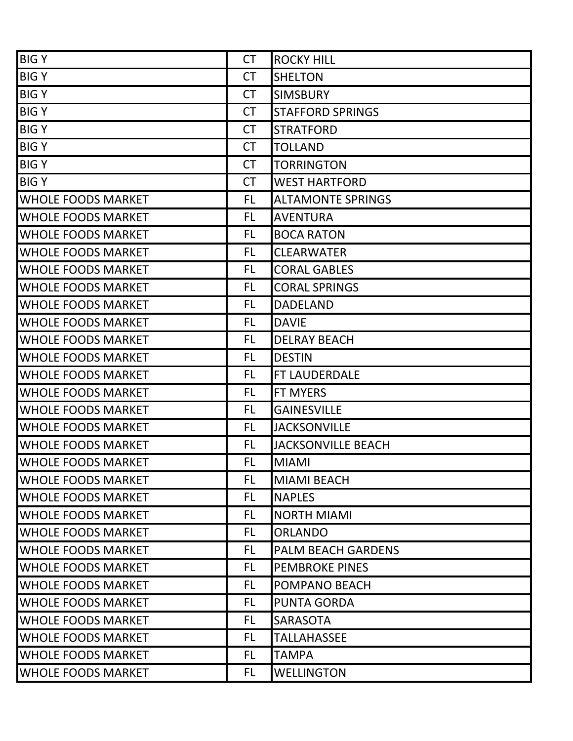| BIG Y | CT | ROCKY HILL |
|---|---|---|
| BIG Y | CT | SHELTON |
| BIG Y | CT | SIMSBURY |
| BIG Y | CT | STAFFORD SPRINGS |
| BIG Y | CT | STRATFORD |
| BIG Y | CT | TOLLAND |
| BIG Y | CT | TORRINGTON |
| BIG Y | CT | WEST HARTFORD |
| WHOLE FOODS MARKET | FL | ALTAMONTE SPRINGS |
| WHOLE FOODS MARKET | FL | AVENTURA |
| WHOLE FOODS MARKET | FL | BOCA RATON |
| WHOLE FOODS MARKET | FL | CLEARWATER |
| WHOLE FOODS MARKET | FL | CORAL GABLES |
| WHOLE FOODS MARKET | FL | CORAL SPRINGS |
| WHOLE FOODS MARKET | FL | DADELAND |
| WHOLE FOODS MARKET | FL | DAVIE |
| WHOLE FOODS MARKET | FL | DELRAY BEACH |
| WHOLE FOODS MARKET | FL | DESTIN |
| WHOLE FOODS MARKET | FL | FT LAUDERDALE |
| WHOLE FOODS MARKET | FL | FT MYERS |
| WHOLE FOODS MARKET | FL | GAINESVILLE |
| WHOLE FOODS MARKET | FL | JACKSONVILLE |
| WHOLE FOODS MARKET | FL | JACKSONVILLE BEACH |
| WHOLE FOODS MARKET | FL | MIAMI |
| WHOLE FOODS MARKET | FL | MIAMI BEACH |
| WHOLE FOODS MARKET | FL | NAPLES |
| WHOLE FOODS MARKET | FL | NORTH MIAMI |
| WHOLE FOODS MARKET | FL | ORLANDO |
| WHOLE FOODS MARKET | FL | PALM BEACH GARDENS |
| WHOLE FOODS MARKET | FL | PEMBROKE PINES |
| WHOLE FOODS MARKET | FL | POMPANO BEACH |
| WHOLE FOODS MARKET | FL | PUNTA GORDA |
| WHOLE FOODS MARKET | FL | SARASOTA |
| WHOLE FOODS MARKET | FL | TALLAHASSEE |
| WHOLE FOODS MARKET | FL | TAMPA |
| WHOLE FOODS MARKET | FL | WELLINGTON |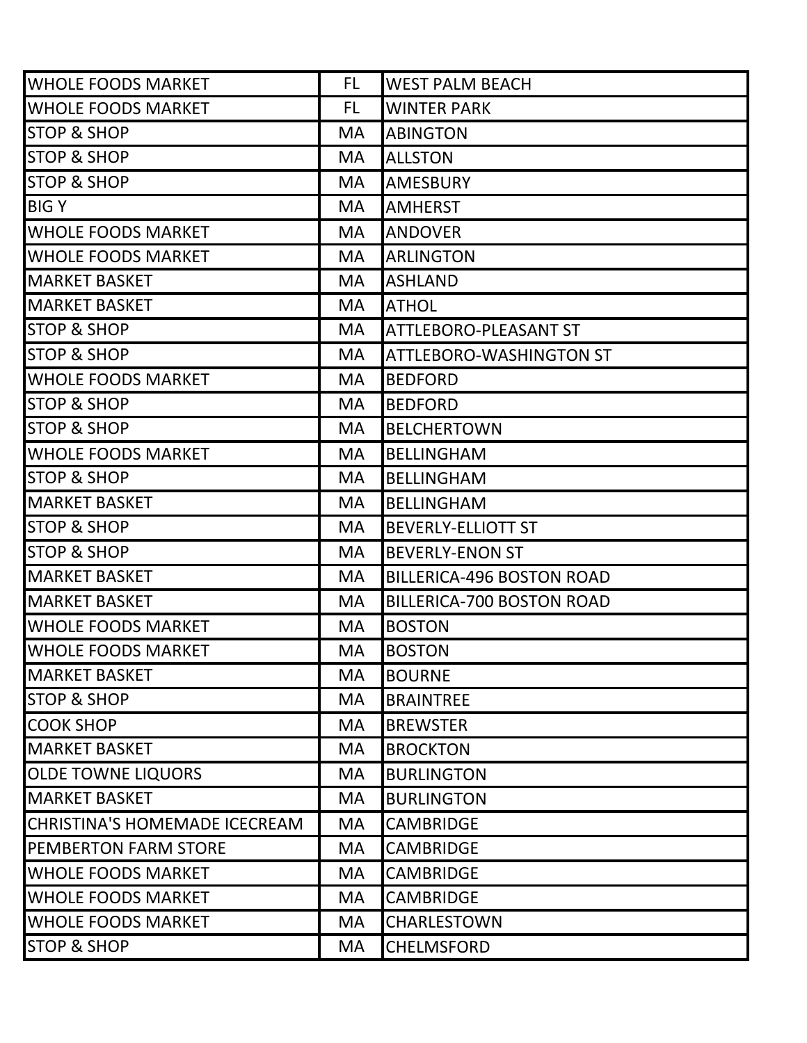| | | |
|---|---|---|
| WHOLE FOODS MARKET | FL | WEST PALM BEACH |
| WHOLE FOODS MARKET | FL | WINTER PARK |
| STOP & SHOP | MA | ABINGTON |
| STOP & SHOP | MA | ALLSTON |
| STOP & SHOP | MA | AMESBURY |
| BIG Y | MA | AMHERST |
| WHOLE FOODS MARKET | MA | ANDOVER |
| WHOLE FOODS MARKET | MA | ARLINGTON |
| MARKET BASKET | MA | ASHLAND |
| MARKET BASKET | MA | ATHOL |
| STOP & SHOP | MA | ATTLEBORO-PLEASANT ST |
| STOP & SHOP | MA | ATTLEBORO-WASHINGTON ST |
| WHOLE FOODS MARKET | MA | BEDFORD |
| STOP & SHOP | MA | BEDFORD |
| STOP & SHOP | MA | BELCHERTOWN |
| WHOLE FOODS MARKET | MA | BELLINGHAM |
| STOP & SHOP | MA | BELLINGHAM |
| MARKET BASKET | MA | BELLINGHAM |
| STOP & SHOP | MA | BEVERLY-ELLIOTT ST |
| STOP & SHOP | MA | BEVERLY-ENON ST |
| MARKET BASKET | MA | BILLERICA-496 BOSTON ROAD |
| MARKET BASKET | MA | BILLERICA-700 BOSTON ROAD |
| WHOLE FOODS MARKET | MA | BOSTON |
| WHOLE FOODS MARKET | MA | BOSTON |
| MARKET BASKET | MA | BOURNE |
| STOP & SHOP | MA | BRAINTREE |
| COOK SHOP | MA | BREWSTER |
| MARKET BASKET | MA | BROCKTON |
| OLDE TOWNE LIQUORS | MA | BURLINGTON |
| MARKET BASKET | MA | BURLINGTON |
| CHRISTINA'S HOMEMADE ICECREAM | MA | CAMBRIDGE |
| PEMBERTON FARM STORE | MA | CAMBRIDGE |
| WHOLE FOODS MARKET | MA | CAMBRIDGE |
| WHOLE FOODS MARKET | MA | CAMBRIDGE |
| WHOLE FOODS MARKET | MA | CHARLESTOWN |
| STOP & SHOP | MA | CHELMSFORD |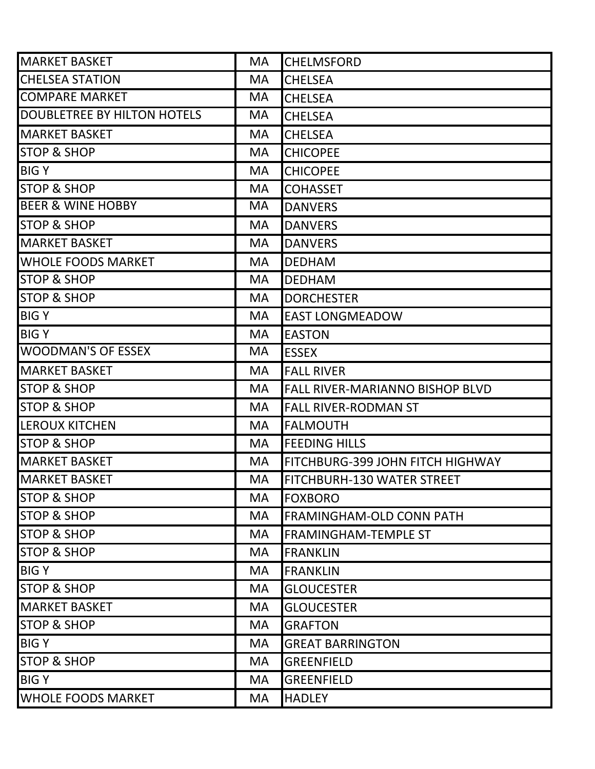| | | |
|---|---|---|
| MARKET BASKET | MA | CHELMSFORD |
| CHELSEA STATION | MA | CHELSEA |
| COMPARE MARKET | MA | CHELSEA |
| DOUBLETREE BY HILTON HOTELS | MA | CHELSEA |
| MARKET BASKET | MA | CHELSEA |
| STOP & SHOP | MA | CHICOPEE |
| BIG Y | MA | CHICOPEE |
| STOP & SHOP | MA | COHASSET |
| BEER & WINE HOBBY | MA | DANVERS |
| STOP & SHOP | MA | DANVERS |
| MARKET BASKET | MA | DANVERS |
| WHOLE FOODS MARKET | MA | DEDHAM |
| STOP & SHOP | MA | DEDHAM |
| STOP & SHOP | MA | DORCHESTER |
| BIG Y | MA | EAST LONGMEADOW |
| BIG Y | MA | EASTON |
| WOODMAN'S OF ESSEX | MA | ESSEX |
| MARKET BASKET | MA | FALL RIVER |
| STOP & SHOP | MA | FALL RIVER-MARIANNO BISHOP BLVD |
| STOP & SHOP | MA | FALL RIVER-RODMAN ST |
| LEROUX KITCHEN | MA | FALMOUTH |
| STOP & SHOP | MA | FEEDING HILLS |
| MARKET BASKET | MA | FITCHBURG-399 JOHN FITCH HIGHWAY |
| MARKET BASKET | MA | FITCHBURH-130 WATER STREET |
| STOP & SHOP | MA | FOXBORO |
| STOP & SHOP | MA | FRAMINGHAM-OLD CONN PATH |
| STOP & SHOP | MA | FRAMINGHAM-TEMPLE ST |
| STOP & SHOP | MA | FRANKLIN |
| BIG Y | MA | FRANKLIN |
| STOP & SHOP | MA | GLOUCESTER |
| MARKET BASKET | MA | GLOUCESTER |
| STOP & SHOP | MA | GRAFTON |
| BIG Y | MA | GREAT BARRINGTON |
| STOP & SHOP | MA | GREENFIELD |
| BIG Y | MA | GREENFIELD |
| WHOLE FOODS MARKET | MA | HADLEY |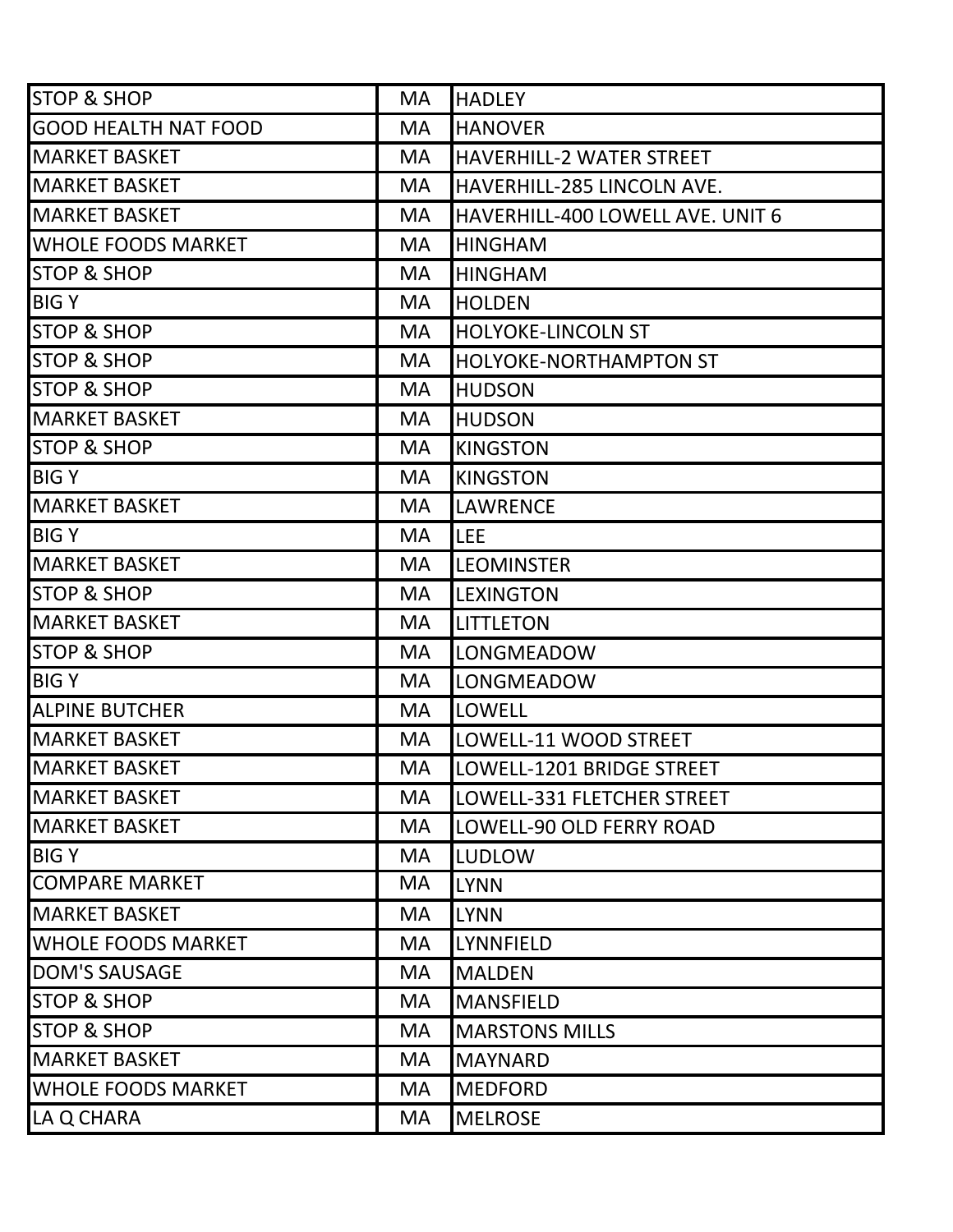| STOP & SHOP | MA | HADLEY |
|---|---|---|
| GOOD HEALTH NAT FOOD | MA | HANOVER |
| MARKET BASKET | MA | HAVERHILL-2 WATER STREET |
| MARKET BASKET | MA | HAVERHILL-285 LINCOLN AVE. |
| MARKET BASKET | MA | HAVERHILL-400 LOWELL AVE. UNIT 6 |
| WHOLE FOODS MARKET | MA | HINGHAM |
| STOP & SHOP | MA | HINGHAM |
| BIG Y | MA | HOLDEN |
| STOP & SHOP | MA | HOLYOKE-LINCOLN ST |
| STOP & SHOP | MA | HOLYOKE-NORTHAMPTON ST |
| STOP & SHOP | MA | HUDSON |
| MARKET BASKET | MA | HUDSON |
| STOP & SHOP | MA | KINGSTON |
| BIG Y | MA | KINGSTON |
| MARKET BASKET | MA | LAWRENCE |
| BIG Y | MA | LEE |
| MARKET BASKET | MA | LEOMINSTER |
| STOP & SHOP | MA | LEXINGTON |
| MARKET BASKET | MA | LITTLETON |
| STOP & SHOP | MA | LONGMEADOW |
| BIG Y | MA | LONGMEADOW |
| ALPINE BUTCHER | MA | LOWELL |
| MARKET BASKET | MA | LOWELL-11 WOOD STREET |
| MARKET BASKET | MA | LOWELL-1201 BRIDGE STREET |
| MARKET BASKET | MA | LOWELL-331 FLETCHER STREET |
| MARKET BASKET | MA | LOWELL-90 OLD FERRY ROAD |
| BIG Y | MA | LUDLOW |
| COMPARE MARKET | MA | LYNN |
| MARKET BASKET | MA | LYNN |
| WHOLE FOODS MARKET | MA | LYNNFIELD |
| DOM'S SAUSAGE | MA | MALDEN |
| STOP & SHOP | MA | MANSFIELD |
| STOP & SHOP | MA | MARSTONS MILLS |
| MARKET BASKET | MA | MAYNARD |
| WHOLE FOODS MARKET | MA | MEDFORD |
| LA Q CHARA | MA | MELROSE |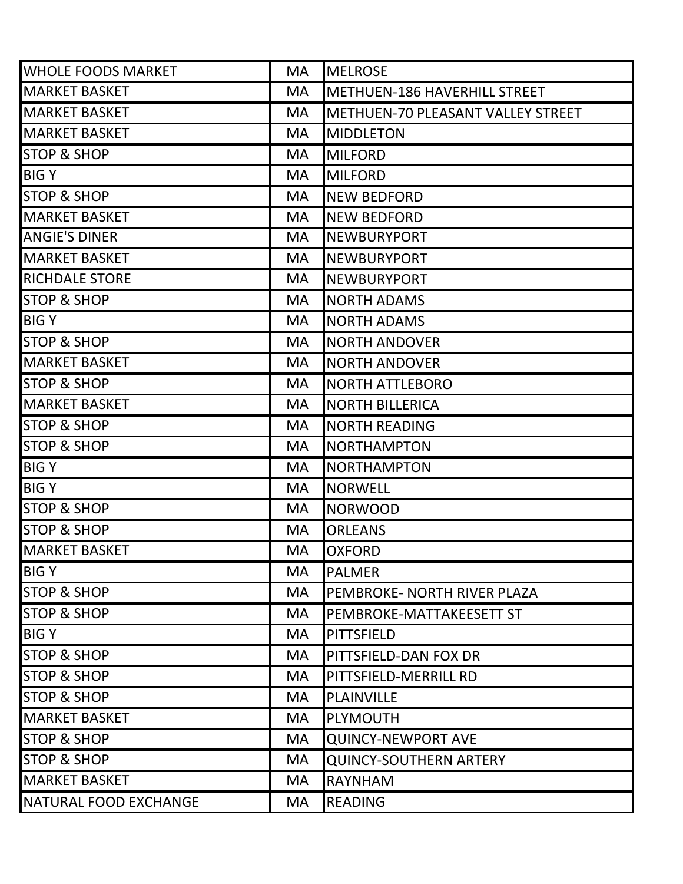| | | |
|---|---|---|
| WHOLE FOODS MARKET | MA | MELROSE |
| MARKET BASKET | MA | METHUEN-186 HAVERHILL STREET |
| MARKET BASKET | MA | METHUEN-70 PLEASANT VALLEY STREET |
| MARKET BASKET | MA | MIDDLETON |
| STOP & SHOP | MA | MILFORD |
| BIG Y | MA | MILFORD |
| STOP & SHOP | MA | NEW BEDFORD |
| MARKET BASKET | MA | NEW BEDFORD |
| ANGIE'S DINER | MA | NEWBURYPORT |
| MARKET BASKET | MA | NEWBURYPORT |
| RICHDALE STORE | MA | NEWBURYPORT |
| STOP & SHOP | MA | NORTH ADAMS |
| BIG Y | MA | NORTH ADAMS |
| STOP & SHOP | MA | NORTH ANDOVER |
| MARKET BASKET | MA | NORTH ANDOVER |
| STOP & SHOP | MA | NORTH ATTLEBORO |
| MARKET BASKET | MA | NORTH BILLERICA |
| STOP & SHOP | MA | NORTH READING |
| STOP & SHOP | MA | NORTHAMPTON |
| BIG Y | MA | NORTHAMPTON |
| BIG Y | MA | NORWELL |
| STOP & SHOP | MA | NORWOOD |
| STOP & SHOP | MA | ORLEANS |
| MARKET BASKET | MA | OXFORD |
| BIG Y | MA | PALMER |
| STOP & SHOP | MA | PEMBROKE- NORTH RIVER PLAZA |
| STOP & SHOP | MA | PEMBROKE-MATTAKEESETT ST |
| BIG Y | MA | PITTSFIELD |
| STOP & SHOP | MA | PITTSFIELD-DAN FOX DR |
| STOP & SHOP | MA | PITTSFIELD-MERRILL RD |
| STOP & SHOP | MA | PLAINVILLE |
| MARKET BASKET | MA | PLYMOUTH |
| STOP & SHOP | MA | QUINCY-NEWPORT AVE |
| STOP & SHOP | MA | QUINCY-SOUTHERN ARTERY |
| MARKET BASKET | MA | RAYNHAM |
| NATURAL FOOD EXCHANGE | MA | READING |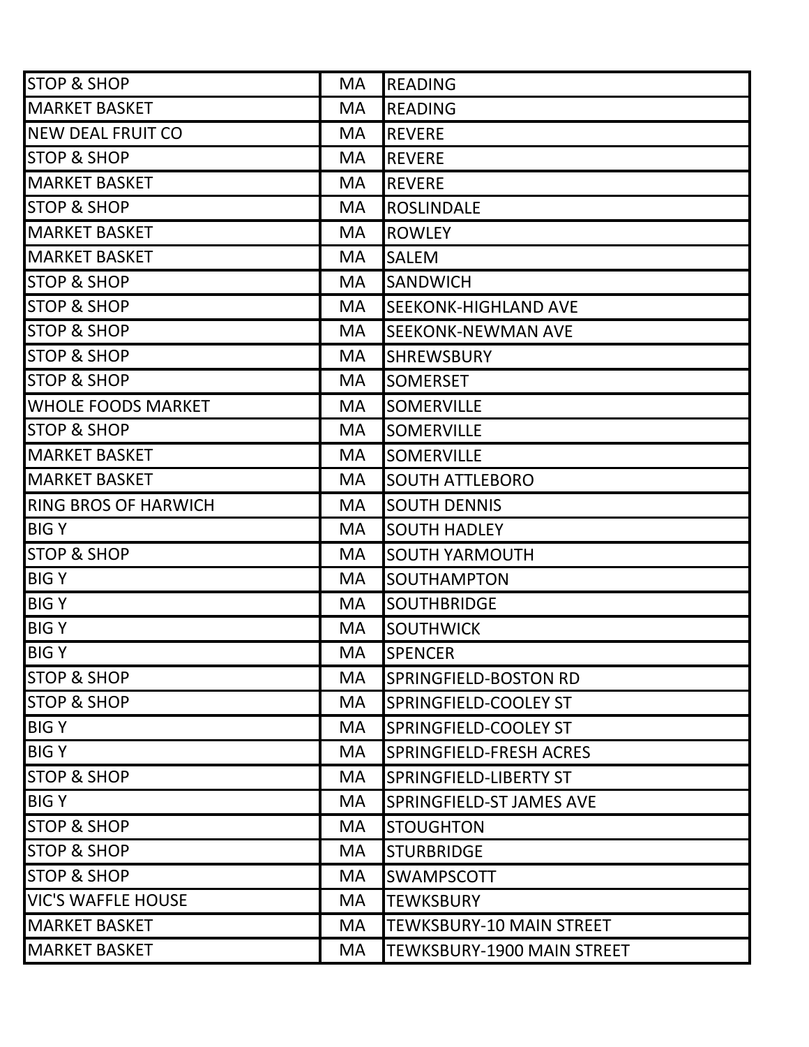| STOP & SHOP | MA | READING |
|---|---|---|
| MARKET BASKET | MA | READING |
| NEW DEAL FRUIT CO | MA | REVERE |
| STOP & SHOP | MA | REVERE |
| MARKET BASKET | MA | REVERE |
| STOP & SHOP | MA | ROSLINDALE |
| MARKET BASKET | MA | ROWLEY |
| MARKET BASKET | MA | SALEM |
| STOP & SHOP | MA | SANDWICH |
| STOP & SHOP | MA | SEEKONK-HIGHLAND AVE |
| STOP & SHOP | MA | SEEKONK-NEWMAN AVE |
| STOP & SHOP | MA | SHREWSBURY |
| STOP & SHOP | MA | SOMERSET |
| WHOLE FOODS MARKET | MA | SOMERVILLE |
| STOP & SHOP | MA | SOMERVILLE |
| MARKET BASKET | MA | SOMERVILLE |
| MARKET BASKET | MA | SOUTH ATTLEBORO |
| RING BROS OF HARWICH | MA | SOUTH DENNIS |
| BIG Y | MA | SOUTH HADLEY |
| STOP & SHOP | MA | SOUTH YARMOUTH |
| BIG Y | MA | SOUTHAMPTON |
| BIG Y | MA | SOUTHBRIDGE |
| BIG Y | MA | SOUTHWICK |
| BIG Y | MA | SPENCER |
| STOP & SHOP | MA | SPRINGFIELD-BOSTON RD |
| STOP & SHOP | MA | SPRINGFIELD-COOLEY ST |
| BIG Y | MA | SPRINGFIELD-COOLEY ST |
| BIG Y | MA | SPRINGFIELD-FRESH ACRES |
| STOP & SHOP | MA | SPRINGFIELD-LIBERTY ST |
| BIG Y | MA | SPRINGFIELD-ST JAMES AVE |
| STOP & SHOP | MA | STOUGHTON |
| STOP & SHOP | MA | STURBRIDGE |
| STOP & SHOP | MA | SWAMPSCOTT |
| VIC'S WAFFLE HOUSE | MA | TEWKSBURY |
| MARKET BASKET | MA | TEWKSBURY-10 MAIN STREET |
| MARKET BASKET | MA | TEWKSBURY-1900 MAIN STREET |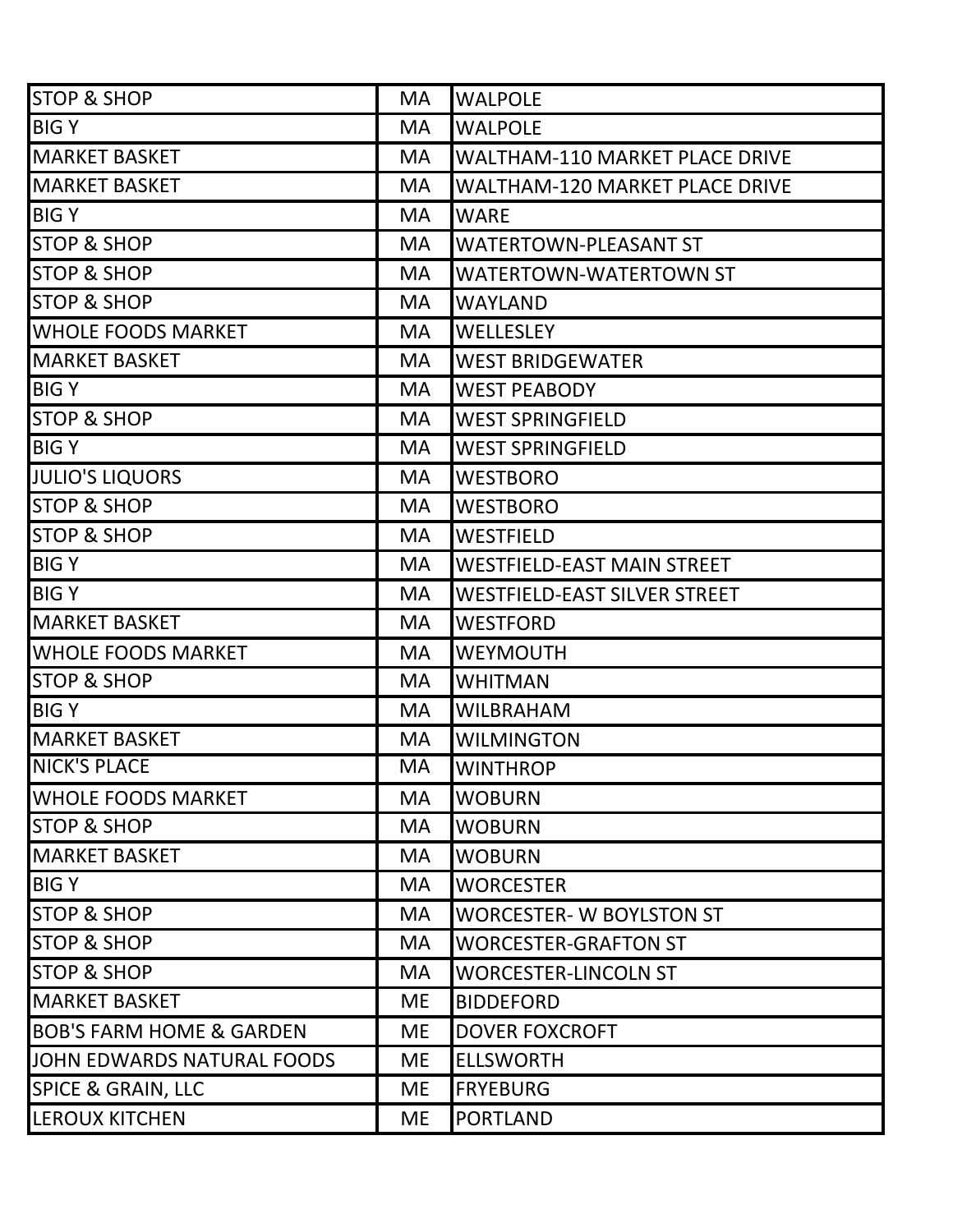| | | |
|---|---|---|
| STOP & SHOP | MA | WALPOLE |
| BIG Y | MA | WALPOLE |
| MARKET BASKET | MA | WALTHAM-110 MARKET PLACE DRIVE |
| MARKET BASKET | MA | WALTHAM-120 MARKET PLACE DRIVE |
| BIG Y | MA | WARE |
| STOP & SHOP | MA | WATERTOWN-PLEASANT ST |
| STOP & SHOP | MA | WATERTOWN-WATERTOWN ST |
| STOP & SHOP | MA | WAYLAND |
| WHOLE FOODS MARKET | MA | WELLESLEY |
| MARKET BASKET | MA | WEST BRIDGEWATER |
| BIG Y | MA | WEST PEABODY |
| STOP & SHOP | MA | WEST SPRINGFIELD |
| BIG Y | MA | WEST SPRINGFIELD |
| JULIO'S LIQUORS | MA | WESTBORO |
| STOP & SHOP | MA | WESTBORO |
| STOP & SHOP | MA | WESTFIELD |
| BIG Y | MA | WESTFIELD-EAST MAIN STREET |
| BIG Y | MA | WESTFIELD-EAST SILVER STREET |
| MARKET BASKET | MA | WESTFORD |
| WHOLE FOODS MARKET | MA | WEYMOUTH |
| STOP & SHOP | MA | WHITMAN |
| BIG Y | MA | WILBRAHAM |
| MARKET BASKET | MA | WILMINGTON |
| NICK'S PLACE | MA | WINTHROP |
| WHOLE FOODS MARKET | MA | WOBURN |
| STOP & SHOP | MA | WOBURN |
| MARKET BASKET | MA | WOBURN |
| BIG Y | MA | WORCESTER |
| STOP & SHOP | MA | WORCESTER- W BOYLSTON ST |
| STOP & SHOP | MA | WORCESTER-GRAFTON ST |
| STOP & SHOP | MA | WORCESTER-LINCOLN ST |
| MARKET BASKET | ME | BIDDEFORD |
| BOB'S FARM HOME & GARDEN | ME | DOVER FOXCROFT |
| JOHN EDWARDS NATURAL FOODS | ME | ELLSWORTH |
| SPICE & GRAIN, LLC | ME | FRYEBURG |
| LEROUX KITCHEN | ME | PORTLAND |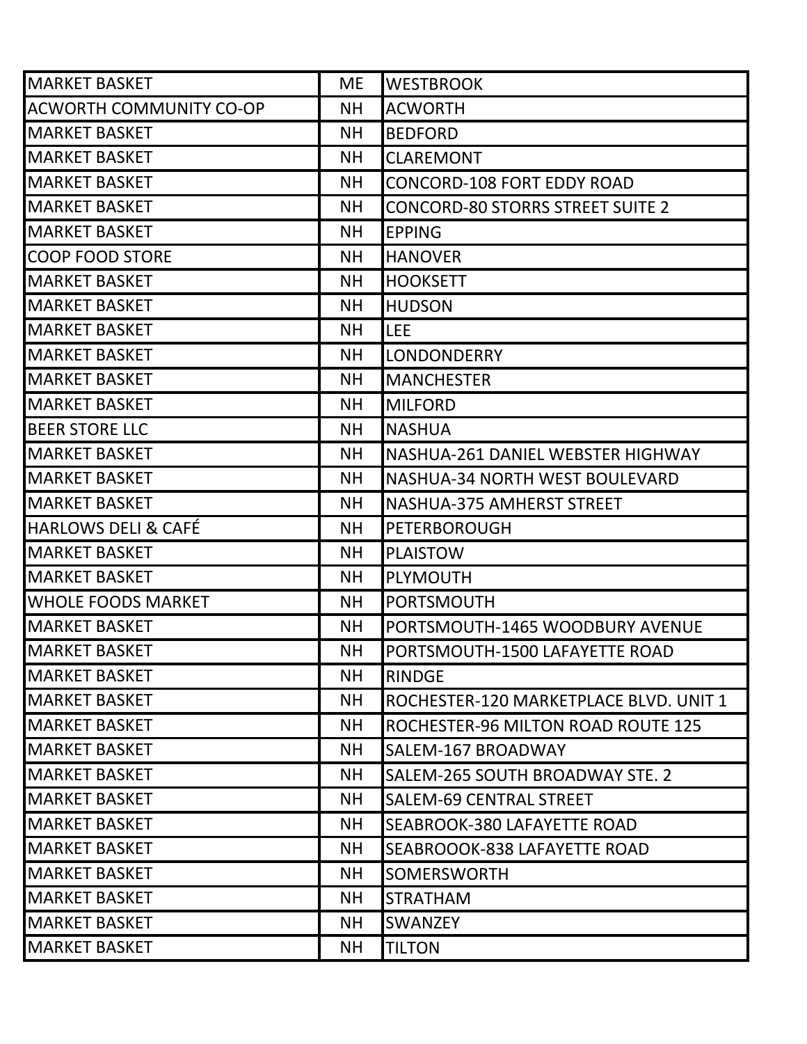| MARKET BASKET | ME | WESTBROOK |
|---|---|---|
| ACWORTH COMMUNITY CO-OP | NH | ACWORTH |
| MARKET BASKET | NH | BEDFORD |
| MARKET BASKET | NH | CLAREMONT |
| MARKET BASKET | NH | CONCORD-108 FORT EDDY ROAD |
| MARKET BASKET | NH | CONCORD-80 STORRS STREET SUITE 2 |
| MARKET BASKET | NH | EPPING |
| COOP FOOD STORE | NH | HANOVER |
| MARKET BASKET | NH | HOOKSETT |
| MARKET BASKET | NH | HUDSON |
| MARKET BASKET | NH | LEE |
| MARKET BASKET | NH | LONDONDERRY |
| MARKET BASKET | NH | MANCHESTER |
| MARKET BASKET | NH | MILFORD |
| BEER STORE LLC | NH | NASHUA |
| MARKET BASKET | NH | NASHUA-261 DANIEL WEBSTER HIGHWAY |
| MARKET BASKET | NH | NASHUA-34 NORTH WEST BOULEVARD |
| MARKET BASKET | NH | NASHUA-375 AMHERST STREET |
| HARLOWS DELI & CAFÉ | NH | PETERBOROUGH |
| MARKET BASKET | NH | PLAISTOW |
| MARKET BASKET | NH | PLYMOUTH |
| WHOLE FOODS MARKET | NH | PORTSMOUTH |
| MARKET BASKET | NH | PORTSMOUTH-1465 WOODBURY AVENUE |
| MARKET BASKET | NH | PORTSMOUTH-1500 LAFAYETTE ROAD |
| MARKET BASKET | NH | RINDGE |
| MARKET BASKET | NH | ROCHESTER-120 MARKETPLACE BLVD. UNIT 1 |
| MARKET BASKET | NH | ROCHESTER-96 MILTON ROAD ROUTE 125 |
| MARKET BASKET | NH | SALEM-167 BROADWAY |
| MARKET BASKET | NH | SALEM-265 SOUTH BROADWAY STE. 2 |
| MARKET BASKET | NH | SALEM-69 CENTRAL STREET |
| MARKET BASKET | NH | SEABROOK-380 LAFAYETTE ROAD |
| MARKET BASKET | NH | SEABROOOK-838 LAFAYETTE ROAD |
| MARKET BASKET | NH | SOMERSWORTH |
| MARKET BASKET | NH | STRATHAM |
| MARKET BASKET | NH | SWANZEY |
| MARKET BASKET | NH | TILTON |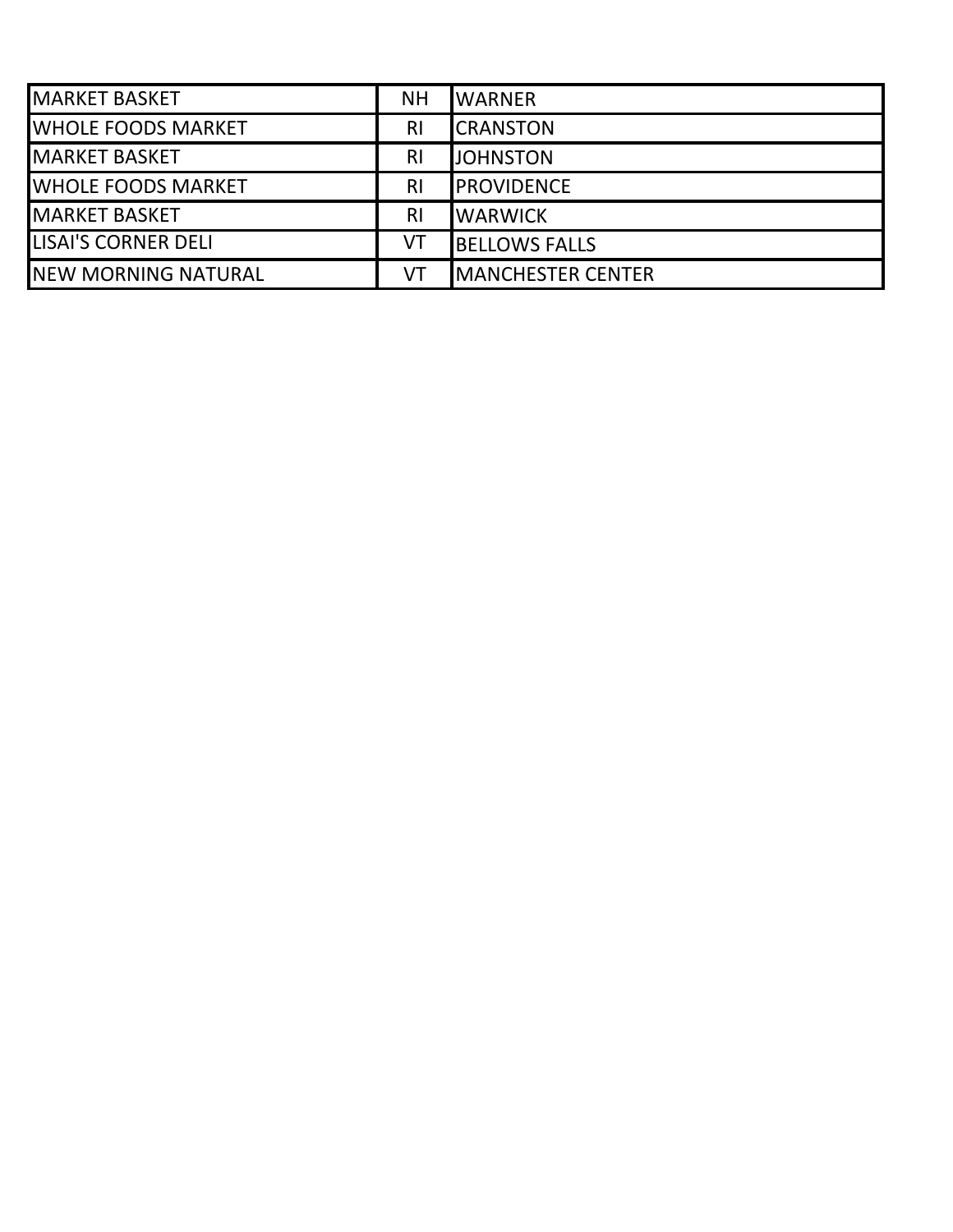| | | |
|---|---|---|
| MARKET BASKET | NH | WARNER |
| WHOLE FOODS MARKET | RI | CRANSTON |
| MARKET BASKET | RI | JOHNSTON |
| WHOLE FOODS MARKET | RI | PROVIDENCE |
| MARKET BASKET | RI | WARWICK |
| LISAI'S CORNER DELI | VT | BELLOWS FALLS |
| NEW MORNING NATURAL | VT | MANCHESTER CENTER |